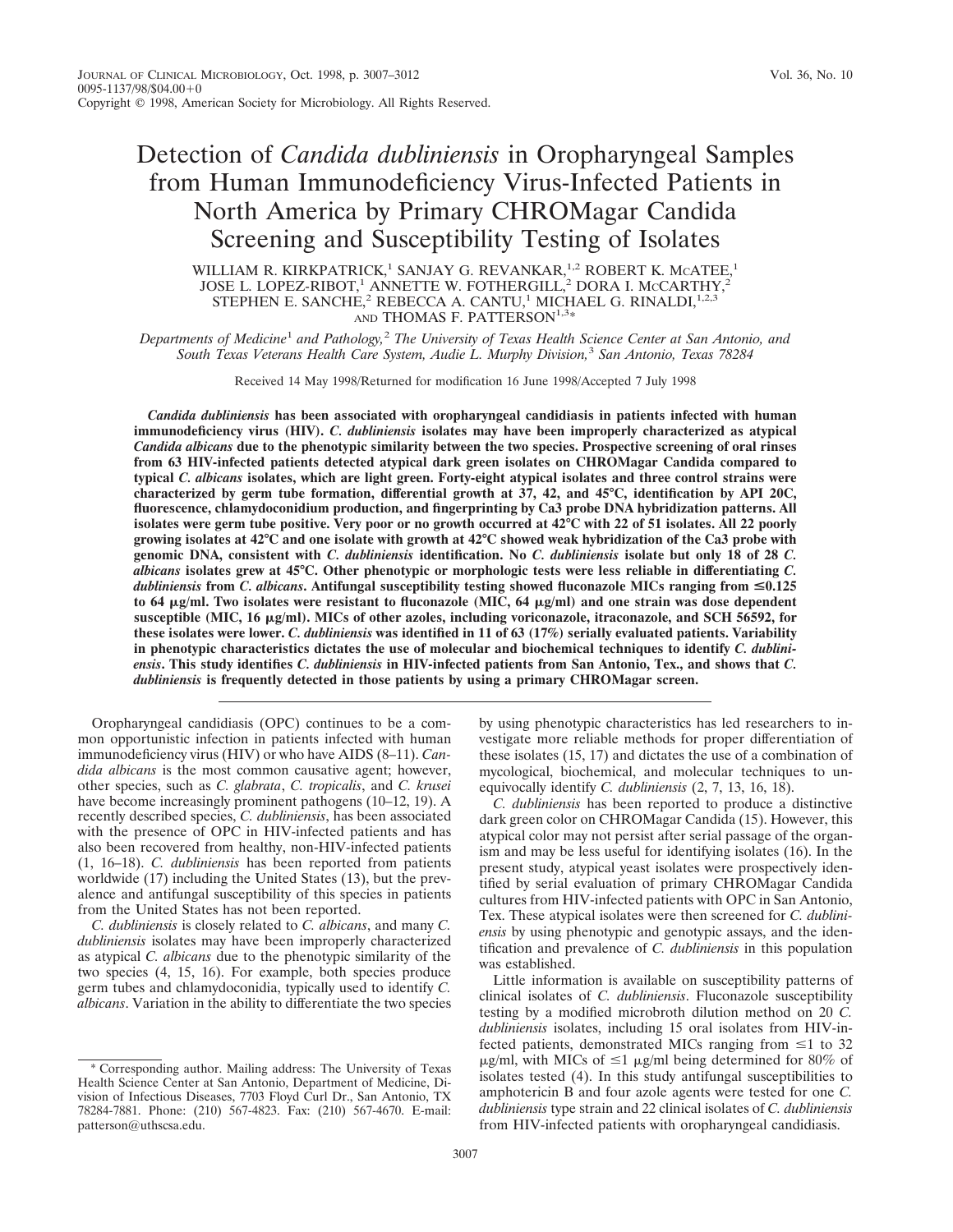# Detection of *Candida dubliniensis* in Oropharyngeal Samples from Human Immunodeficiency Virus-Infected Patients in North America by Primary CHROMagar Candida Screening and Susceptibility Testing of Isolates

WILLIAM R. KIRKPATRICK,[1] SANJAY G. REVANKAR,[1,2] ROBERT K. McATEE,[1] JOSE L. LOPEZ-RIBOT,[1] ANNETTE W. FOTHERGILL,[2] DORA I. McCARTHY,[2] STEPHEN E. SANCHE,[2] REBECCA A. CANTU,[1] MICHAEL G. RINALDI,[1,2,3] AND THOMAS F. PATTERSON[1,3]*

*Departments of Medicine[1] and Pathology,[2] The University of Texas Health Science Center at San Antonio, and South Texas Veterans Health Care System, Audie L. Murphy Division,[3] San Antonio, Texas 78284*

Received 14 May 1998/Returned for modification 16 June 1998/Accepted 7 July 1998

***Candida dubliniensis* has been associated with oropharyngeal candidiasis in patients infected with human immunodeficiency virus (HIV). *C. dubliniensis* isolates may have been improperly characterized as atypical *Candida albicans* due to the phenotypic similarity between the two species. Prospective screening of oral rinses from 63 HIV-infected patients detected atypical dark green isolates on CHROMagar Candida compared to typical *C. albicans* isolates, which are light green. Forty-eight atypical isolates and three control strains were characterized by germ tube formation, differential growth at 37, 42, and 45°C, identification by API 20C, fluorescence, chlamydoconidium production, and fingerprinting by Ca3 probe DNA hybridization patterns. All isolates were germ tube positive. Very poor or no growth occurred at 42°C with 22 of 51 isolates. All 22 poorly growing isolates at 42°C and one isolate with growth at 42°C showed weak hybridization of the Ca3 probe with genomic DNA, consistent with *C. dubliniensis* identification. No *C. dubliniensis* isolate but only 18 of 28 *C. albicans* isolates grew at 45°C. Other phenotypic or morphologic tests were less reliable in differentiating *C. dubliniensis* from *C. albicans*. Antifungal susceptibility testing showed fluconazole MICs ranging from ≤0.125 to 64 μg/ml. Two isolates were resistant to fluconazole (MIC, 64 μg/ml) and one strain was dose dependent susceptible (MIC, 16 μg/ml). MICs of other azoles, including voriconazole, itraconazole, and SCH 56592, for these isolates were lower. *C. dubliniensis* was identified in 11 of 63 (17%) serially evaluated patients. Variability in phenotypic characteristics dictates the use of molecular and biochemical techniques to identify *C. dubliniensis*. This study identifies *C. dubliniensis* in HIV-infected patients from San Antonio, Tex., and shows that *C. dubliniensis* is frequently detected in those patients by using a primary CHROMagar screen.**

Oropharyngeal candidiasis (OPC) continues to be a common opportunistic infection in patients infected with human immunodeficiency virus (HIV) or who have AIDS (8–11). *Candida albicans* is the most common causative agent; however, other species, such as *C. glabrata*, *C. tropicalis*, and *C. krusei* have become increasingly prominent pathogens (10–12, 19). A recently described species, *C. dubliniensis*, has been associated with the presence of OPC in HIV-infected patients and has also been recovered from healthy, non-HIV-infected patients (1, 16–18). *C. dubliniensis* has been reported from patients worldwide (17) including the United States (13), but the prevalence and antifungal susceptibility of this species in patients from the United States has not been reported.

*C. dubliniensis* is closely related to *C. albicans*, and many *C. dubliniensis* isolates may have been improperly characterized as atypical *C. albicans* due to the phenotypic similarity of the two species (4, 15, 16). For example, both species produce germ tubes and chlamydoconidia, typically used to identify *C. albicans*. Variation in the ability to differentiate the two species by using phenotypic characteristics has led researchers to investigate more reliable methods for proper differentiation of these isolates (15, 17) and dictates the use of a combination of mycological, biochemical, and molecular techniques to unequivocally identify *C. dubliniensis* (2, 7, 13, 16, 18).

*C. dubliniensis* has been reported to produce a distinctive dark green color on CHROMagar Candida (15). However, this atypical color may not persist after serial passage of the organism and may be less useful for identifying isolates (16). In the present study, atypical yeast isolates were prospectively identified by serial evaluation of primary CHROMagar Candida cultures from HIV-infected patients with OPC in San Antonio, Tex. These atypical isolates were then screened for *C. dubliniensis* by using phenotypic and genotypic assays, and the identification and prevalence of *C. dubliniensis* in this population was established.

Little information is available on susceptibility patterns of clinical isolates of *C. dubliniensis*. Fluconazole susceptibility testing by a modified microbroth dilution method on 20 *C. dubliniensis* isolates, including 15 oral isolates from HIV-infected patients, demonstrated MICs ranging from ≤1 to 32 μg/ml, with MICs of ≤1 μg/ml being determined for 80% of isolates tested (4). In this study antifungal susceptibilities to amphotericin B and four azole agents were tested for one *C. dubliniensis* type strain and 22 clinical isolates of *C. dubliniensis* from HIV-infected patients with oropharyngeal candidiasis.

\* Corresponding author. Mailing address: The University of Texas Health Science Center at San Antonio, Department of Medicine, Division of Infectious Diseases, 7703 Floyd Curl Dr., San Antonio, TX 78284-7881. Phone: (210) 567-4823. Fax: (210) 567-4670. E-mail: patterson@uthscsa.edu.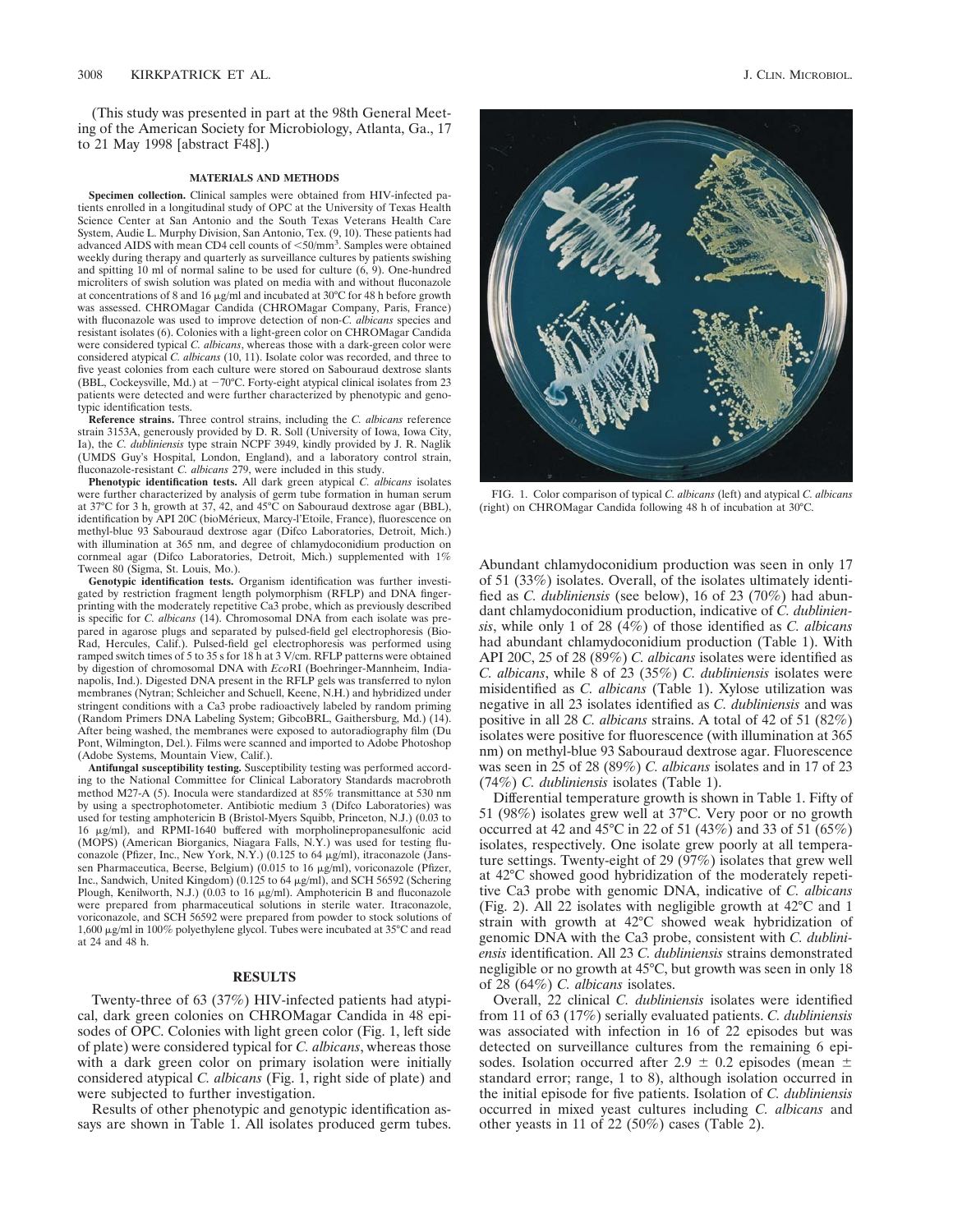(This study was presented in part at the 98th General Meeting of the American Society for Microbiology, Atlanta, Ga., 17 to 21 May 1998 [abstract F48].)

## MATERIALS AND METHODS

**Specimen collection.** Clinical samples were obtained from HIV-infected patients enrolled in a longitudinal study of OPC at the University of Texas Health Science Center at San Antonio and the South Texas Veterans Health Care System, Audie L. Murphy Division, San Antonio, Tex. (9, 10). These patients had advanced AIDS with mean CD4 cell counts of $<50/\text{mm}^3$. Samples were obtained weekly during therapy and quarterly as surveillance cultures by patients swishing and spitting 10 ml of normal saline to be used for culture (6, 9). One-hundred microliters of swish solution was plated on media with and without fluconazole at concentrations of 8 and 16 μg/ml and incubated at 30°C for 48 h before growth was assessed. CHROMagar Candida (CHROMagar Company, Paris, France) with fluconazole was used to improve detection of non-*C. albicans* species and resistant isolates (6). Colonies with a light-green color on CHROMagar Candida were considered typical *C. albicans*, whereas those with a dark-green color were considered atypical *C. albicans* (10, 11). Isolate color was recorded, and three to five yeast colonies from each culture were stored on Sabouraud dextrose slants (BBL, Cockeysville, Md.) at −70°C. Forty-eight atypical clinical isolates from 23 patients were detected and were further characterized by phenotypic and genotypic identification tests.

**Reference strains.** Three control strains, including the *C. albicans* reference strain 3153A, generously provided by D. R. Soll (University of Iowa, Iowa City, Ia), the *C. dubliniensis* type strain NCPF 3949, kindly provided by J. R. Naglik (UMDS Guy's Hospital, London, England), and a laboratory control strain, fluconazole-resistant *C. albicans* 279, were included in this study.

**Phenotypic identification tests.** All dark green atypical *C. albicans* isolates were further characterized by analysis of germ tube formation in human serum at 37°C for 3 h, growth at 37, 42, and 45°C on Sabouraud dextrose agar (BBL), identification by API 20C (bioMérieux, Marcy-l'Etoile, France), fluorescence on methyl-blue 93 Sabouraud dextrose agar (Difco Laboratories, Detroit, Mich.) with illumination at 365 nm, and degree of chlamydoconidium production on cornmeal agar (Difco Laboratories, Detroit, Mich.) supplemented with 1% Tween 80 (Sigma, St. Louis, Mo.).

**Genotypic identification tests.** Organism identification was further investigated by restriction fragment length polymorphism (RFLP) and DNA fingerprinting with the moderately repetitive Ca3 probe, which as previously described is specific for *C. albicans* (14). Chromosomal DNA from each isolate was prepared in agarose plugs and separated by pulsed-field gel electrophoresis (Bio-Rad, Hercules, Calif.). Pulsed-field gel electrophoresis was performed using ramped switch times of 5 to 35 s for 18 h at 3 V/cm. RFLP patterns were obtained by digestion of chromosomal DNA with *Eco*RI (Boehringer-Mannheim, Indianapolis, Ind.). Digested DNA present in the RFLP gels was transferred to nylon membranes (Nytran; Schleicher and Schuell, Keene, N.H.) and hybridized under stringent conditions with a Ca3 probe radioactively labeled by random priming (Random Primers DNA Labeling System; GibcoBRL, Gaithersburg, Md.) (14). After being washed, the membranes were exposed to autoradiography film (Du Pont, Wilmington, Del.). Films were scanned and imported to Adobe Photoshop (Adobe Systems, Mountain View, Calif.).

**Antifungal susceptibility testing.** Susceptibility testing was performed according to the National Committee for Clinical Laboratory Standards macrobroth method M27-A (5). Inocula were standardized at 85% transmittance at 530 nm by using a spectrophotometer. Antibiotic medium 3 (Difco Laboratories) was used for testing amphotericin B (Bristol-Myers Squibb, Princeton, N.J.) (0.03 to 16 μg/ml), and RPMI-1640 buffered with morpholinepropanesulfonic acid (MOPS) (American Biorganics, Niagara Falls, N.Y.) was used for testing fluconazole (Pfizer, Inc., New York, N.Y.) (0.125 to 64 μg/ml), itraconazole (Janssen Pharmaceutica, Beerse, Belgium) (0.015 to 16 μg/ml), voriconazole (Pfizer, Inc., Sandwich, United Kingdom) (0.125 to 64 μg/ml), and SCH 56592 (Schering Plough, Kenilworth, N.J.) (0.03 to 16 μg/ml). Amphotericin B and fluconazole were prepared from pharmaceutical solutions in sterile water. Itraconazole, voriconazole, and SCH 56592 were prepared from powder to stock solutions of 1,600 μg/ml in 100% polyethylene glycol. Tubes were incubated at 35°C and read at 24 and 48 h.

## RESULTS

Twenty-three of 63 (37%) HIV-infected patients had atypical, dark green colonies on CHROMagar Candida in 48 episodes of OPC. Colonies with light green color (Fig. 1, left side of plate) were considered typical for *C. albicans*, whereas those with a dark green color on primary isolation were initially considered atypical *C. albicans* (Fig. 1, right side of plate) and were subjected to further investigation.

Results of other phenotypic and genotypic identification assays are shown in Table 1. All isolates produced germ tubes.

FIG. 1. Color comparison of typical *C. albicans* (left) and atypical *C. albicans* (right) on CHROMagar Candida following 48 h of incubation at 30°C.

Abundant chlamydoconidium production was seen in only 17 of 51 (33%) isolates. Overall, of the isolates ultimately identified as *C. dubliniensis* (see below), 16 of 23 (70%) had abundant chlamydoconidium production, indicative of *C. dubliniensis*, while only 1 of 28 (4%) of those identified as *C. albicans* had abundant chlamydoconidium production (Table 1). With API 20C, 25 of 28 (89%) *C. albicans* isolates were identified as *C. albicans*, while 8 of 23 (35%) *C. dubliniensis* isolates were misidentified as *C. albicans* (Table 1). Xylose utilization was negative in all 23 isolates identified as *C. dubliniensis* and was positive in all 28 *C. albicans* strains. A total of 42 of 51 (82%) isolates were positive for fluorescence (with illumination at 365 nm) on methyl-blue 93 Sabouraud dextrose agar. Fluorescence was seen in 25 of 28 (89%) *C. albicans* isolates and in 17 of 23 (74%) *C. dubliniensis* isolates (Table 1).

Differential temperature growth is shown in Table 1. Fifty of 51 (98%) isolates grew well at 37°C. Very poor or no growth occurred at 42 and 45°C in 22 of 51 (43%) and 33 of 51 (65%) isolates, respectively. One isolate grew poorly at all temperature settings. Twenty-eight of 29 (97%) isolates that grew well at 42°C showed good hybridization of the moderately repetitive Ca3 probe with genomic DNA, indicative of *C. albicans* (Fig. 2). All 22 isolates with negligible growth at 42°C and 1 strain with growth at 42°C showed weak hybridization of genomic DNA with the Ca3 probe, consistent with *C. dubliniensis* identification. All 23 *C. dubliniensis* strains demonstrated negligible or no growth at 45°C, but growth was seen in only 18 of 28 (64%) *C. albicans* isolates.

Overall, 22 clinical *C. dubliniensis* isolates were identified from 11 of 63 (17%) serially evaluated patients. *C. dubliniensis* was associated with infection in 16 of 22 episodes but was detected on surveillance cultures from the remaining 6 episodes. Isolation occurred after 2.9 ± 0.2 episodes (mean ± standard error; range, 1 to 8), although isolation occurred in the initial episode for five patients. Isolation of *C. dubliniensis* occurred in mixed yeast cultures including *C. albicans* and other yeasts in 11 of 22 (50%) cases (Table 2).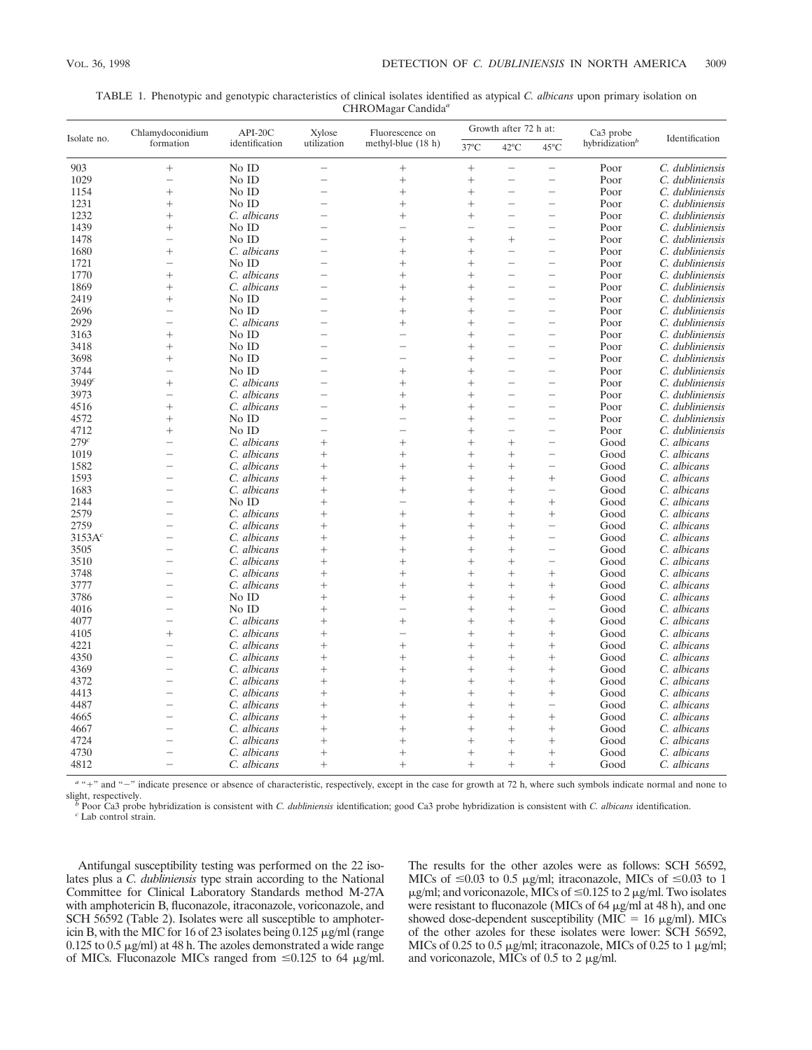TABLE 1. Phenotypic and genotypic characteristics of clinical isolates identified as atypical *C. albicans* upon primary isolation on CHROMagar Candida[a]

| Isolate no. | Chlamydoconidium formation | API-20C identification | Xylose utilization | Fluorescence on methyl-blue (18 h) | Growth after 72 h at: | | | Ca3 probe hybridization[b] | Identification |
|---|---|---|---|---|---|---|---|---|---|
| | | | | | 37°C | 42°C | 45°C | | |
| 903 | + | No ID | − | + | + | − | − | Poor | *C. dubliniensis* |
| 1029 | − | No ID | − | + | + | − | − | Poor | *C. dubliniensis* |
| 1154 | + | No ID | − | + | + | − | − | Poor | *C. dubliniensis* |
| 1231 | + | No ID | − | + | + | − | − | Poor | *C. dubliniensis* |
| 1232 | + | *C. albicans* | − | + | + | − | − | Poor | *C. dubliniensis* |
| 1439 | + | No ID | − | − | − | − | − | Poor | *C. dubliniensis* |
| 1478 | − | No ID | − | + | + | + | − | Poor | *C. dubliniensis* |
| 1680 | + | *C. albicans* | − | + | + | − | − | Poor | *C. dubliniensis* |
| 1721 | − | No ID | − | + | + | − | − | Poor | *C. dubliniensis* |
| 1770 | + | *C. albicans* | − | + | + | − | − | Poor | *C. dubliniensis* |
| 1869 | + | *C. albicans* | − | + | + | − | − | Poor | *C. dubliniensis* |
| 2419 | + | No ID | − | + | + | − | − | Poor | *C. dubliniensis* |
| 2696 | − | No ID | − | + | + | − | − | Poor | *C. dubliniensis* |
| 2929 | − | *C. albicans* | − | + | + | − | − | Poor | *C. dubliniensis* |
| 3163 | + | No ID | − | − | + | − | − | Poor | *C. dubliniensis* |
| 3418 | + | No ID | − | − | + | − | − | Poor | *C. dubliniensis* |
| 3698 | + | No ID | − | − | + | − | − | Poor | *C. dubliniensis* |
| 3744 | − | No ID | − | + | + | − | − | Poor | *C. dubliniensis* |
| 3949[c] | + | *C. albicans* | − | + | + | − | − | Poor | *C. dubliniensis* |
| 3973 | − | *C. albicans* | − | + | + | − | − | Poor | *C. dubliniensis* |
| 4516 | + | *C. albicans* | − | + | + | − | − | Poor | *C. dubliniensis* |
| 4572 | + | No ID | − | − | + | − | − | Poor | *C. dubliniensis* |
| 4712 | + | No ID | − | − | + | − | − | Poor | *C. dubliniensis* |
| 279[c] | − | *C. albicans* | + | + | + | + | − | Good | *C. albicans* |
| 1019 | − | *C. albicans* | + | + | + | + | − | Good | *C. albicans* |
| 1582 | − | *C. albicans* | + | + | + | + | − | Good | *C. albicans* |
| 1593 | − | *C. albicans* | + | + | + | + | + | Good | *C. albicans* |
| 1683 | − | *C. albicans* | + | + | + | + | − | Good | *C. albicans* |
| 2144 | − | No ID | + | − | + | + | + | Good | *C. albicans* |
| 2579 | − | *C. albicans* | + | + | + | + | + | Good | *C. albicans* |
| 2759 | − | *C. albicans* | + | + | + | + | − | Good | *C. albicans* |
| 3153A[c] | − | *C. albicans* | + | + | + | + | − | Good | *C. albicans* |
| 3505 | − | *C. albicans* | + | + | + | + | − | Good | *C. albicans* |
| 3510 | − | *C. albicans* | + | + | + | + | − | Good | *C. albicans* |
| 3748 | − | *C. albicans* | + | + | + | + | + | Good | *C. albicans* |
| 3777 | − | *C. albicans* | + | + | + | + | + | Good | *C. albicans* |
| 3786 | − | No ID | + | + | + | + | + | Good | *C. albicans* |
| 4016 | − | No ID | + | − | + | + | − | Good | *C. albicans* |
| 4077 | − | *C. albicans* | + | + | + | + | + | Good | *C. albicans* |
| 4105 | + | *C. albicans* | + | − | + | + | + | Good | *C. albicans* |
| 4221 | − | *C. albicans* | + | + | + | + | + | Good | *C. albicans* |
| 4350 | − | *C. albicans* | + | + | + | + | + | Good | *C. albicans* |
| 4369 | − | *C. albicans* | + | + | + | + | + | Good | *C. albicans* |
| 4372 | − | *C. albicans* | + | + | + | + | + | Good | *C. albicans* |
| 4413 | − | *C. albicans* | + | + | + | + | + | Good | *C. albicans* |
| 4487 | − | *C. albicans* | + | + | + | + | − | Good | *C. albicans* |
| 4665 | − | *C. albicans* | + | + | + | + | + | Good | *C. albicans* |
| 4667 | − | *C. albicans* | + | + | + | + | + | Good | *C. albicans* |
| 4724 | − | *C. albicans* | + | + | + | + | + | Good | *C. albicans* |
| 4730 | − | *C. albicans* | + | + | + | + | + | Good | *C. albicans* |
| 4812 | − | *C. albicans* | + | + | + | + | + | Good | *C. albicans* |

[a] "+" and "−" indicate presence or absence of characteristic, respectively, except in the case for growth at 72 h, where such symbols indicate normal and none to slight, respectively.

[b] Poor Ca3 probe hybridization is consistent with *C. dubliniensis* identification; good Ca3 probe hybridization is consistent with *C. albicans* identification.

[c] Lab control strain.

Antifungal susceptibility testing was performed on the 22 isolates plus a *C. dubliniensis* type strain according to the National Committee for Clinical Laboratory Standards method M-27A with amphotericin B, fluconazole, itraconazole, voriconazole, and SCH 56592 (Table 2). Isolates were all susceptible to amphotericin B, with the MIC for 16 of 23 isolates being 0.125 μg/ml (range 0.125 to 0.5 μg/ml) at 48 h. The azoles demonstrated a wide range of MICs. Fluconazole MICs ranged from ≤0.125 to 64 μg/ml. The results for the other azoles were as follows: SCH 56592, MICs of ≤0.03 to 0.5 μg/ml; itraconazole, MICs of ≤0.03 to 1 μg/ml; and voriconazole, MICs of ≤0.125 to 2 μg/ml. Two isolates were resistant to fluconazole (MICs of 64 μg/ml at 48 h), and one showed dose-dependent susceptibility (MIC = 16 μg/ml). MICs of the other azoles for these isolates were lower: SCH 56592, MICs of 0.25 to 0.5 μg/ml; itraconazole, MICs of 0.25 to 1 μg/ml; and voriconazole, MICs of 0.5 to 2 μg/ml.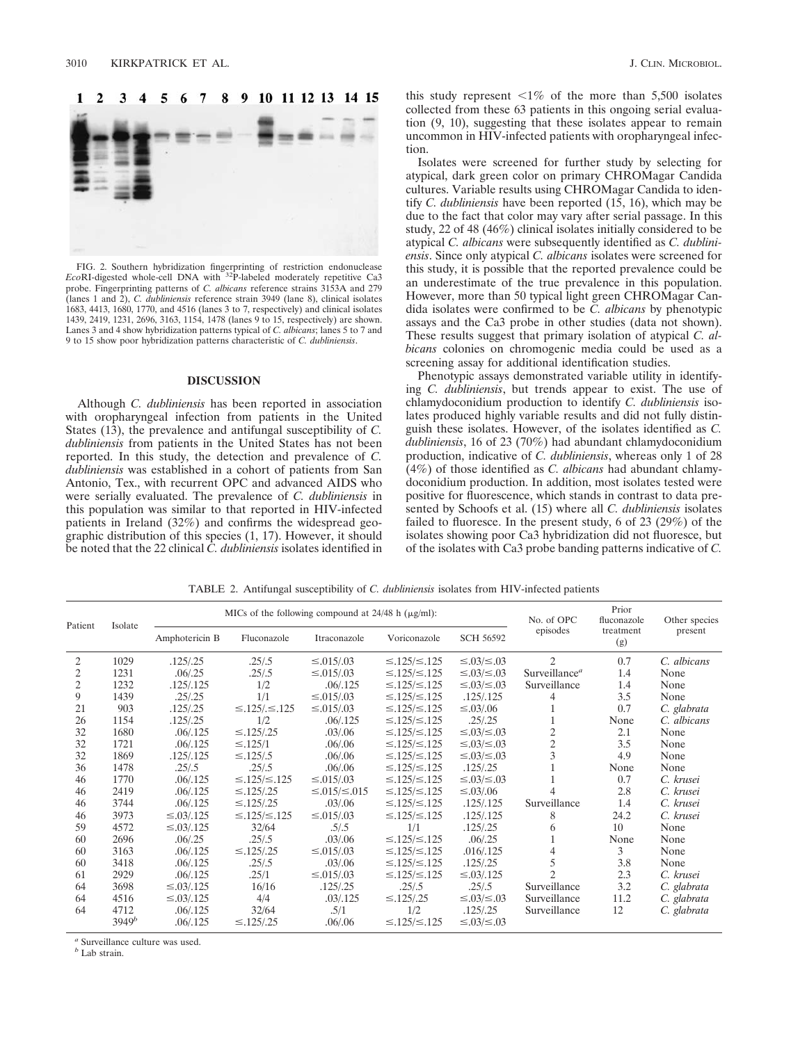FIG. 2. Southern hybridization fingerprinting of restriction endonuclease *Eco*RI-digested whole-cell DNA with $^{32}$P-labeled moderately repetitive Ca3 probe. Fingerprinting patterns of *C. albicans* reference strains 3153A and 279 (lanes 1 and 2), *C. dubliniensis* reference strain 3949 (lane 8), clinical isolates 1683, 4413, 1680, 1770, and 4516 (lanes 3 to 7, respectively) and clinical isolates 1439, 2419, 1231, 2696, 3163, 1154, 1478 (lanes 9 to 15, respectively) are shown. Lanes 3 and 4 show hybridization patterns typical of *C. albicans*; lanes 5 to 7 and 9 to 15 show poor hybridization patterns characteristic of *C. dubliniensis*.

## DISCUSSION

Although *C. dubliniensis* has been reported in association with oropharyngeal infection from patients in the United States (13), the prevalence and antifungal susceptibility of *C. dubliniensis* from patients in the United States has not been reported. In this study, the detection and prevalence of *C. dubliniensis* was established in a cohort of patients from San Antonio, Tex., with recurrent OPC and advanced AIDS who were serially evaluated. The prevalence of *C. dubliniensis* in this population was similar to that reported in HIV-infected patients in Ireland (32%) and confirms the widespread geographic distribution of this species (1, 17). However, it should be noted that the 22 clinical *C. dubliniensis* isolates identified in this study represent <1% of the more than 5,500 isolates collected from these 63 patients in this ongoing serial evaluation (9, 10), suggesting that these isolates appear to remain uncommon in HIV-infected patients with oropharyngeal infection.

Isolates were screened for further study by selecting for atypical, dark green color on primary CHROMagar Candida cultures. Variable results using CHROMagar Candida to identify *C. dubliniensis* have been reported (15, 16), which may be due to the fact that color may vary after serial passage. In this study, 22 of 48 (46%) clinical isolates initially considered to be atypical *C. albicans* were subsequently identified as *C. dubliniensis*. Since only atypical *C. albicans* isolates were screened for this study, it is possible that the reported prevalence could be an underestimate of the true prevalence in this population. However, more than 50 typical light green CHROMagar Candida isolates were confirmed to be *C. albicans* by phenotypic assays and the Ca3 probe in other studies (data not shown). These results suggest that primary isolation of atypical *C. albicans* colonies on chromogenic media could be used as a screening assay for additional identification studies.

Phenotypic assays demonstrated variable utility in identifying *C. dubliniensis*, but trends appear to exist. The use of chlamydoconidium production to identify *C. dubliniensis* isolates produced highly variable results and did not fully distinguish these isolates. However, of the isolates identified as *C. dubliniensis*, 16 of 23 (70%) had abundant chlamydoconidium production, indicative of *C. dubliniensis*, whereas only 1 of 28 (4%) of those identified as *C. albicans* had abundant chlamydoconidium production. In addition, most isolates tested were positive for fluorescence, which stands in contrast to data presented by Schoofs et al. (15) where all *C. dubliniensis* isolates failed to fluoresce. In the present study, 6 of 23 (29%) of the isolates showing poor Ca3 hybridization did not fluoresce, but of the isolates with Ca3 probe banding patterns indicative of *C.*

TABLE 2. Antifungal susceptibility of *C. dubliniensis* isolates from HIV-infected patients

| Patient | Isolate | MICs of the following compound at 24/48 h (μg/ml): | | | | | No. of OPC episodes | Prior fluconazole treatment (g) | Other species present |
|---|---|---|---|---|---|---|---|---|---|
| | | Amphotericin B | Fluconazole | Itraconazole | Voriconazole | SCH 56592 | | | |
| 2 | 1029 | .125/.25 | .25/.5 | ≤.015/.03 | ≤.125/≤.125 | ≤.03/≤.03 | 2 | 0.7 | *C. albicans* |
| 2 | 1231 | .06/.25 | .25/.5 | ≤.015/.03 | ≤.125/≤.125 | ≤.03/≤.03 | Surveillance[a] | 1.4 | None |
| 2 | 1232 | .125/.125 | 1/2 | .06/.125 | ≤.125/≤.125 | ≤.03/≤.03 | Surveillance | 1.4 | None |
| 9 | 1439 | .25/.25 | 1/1 | ≤.015/.03 | ≤.125/≤.125 | .125/.125 | 4 | 3.5 | None |
| 21 | 903 | .125/.25 | ≤.125/.≤.125 | ≤.015/.03 | ≤.125/≤.125 | ≤.03/.06 | 1 | 0.7 | *C. glabrata* |
| 26 | 1154 | .125/.25 | 1/2 | .06/.125 | ≤.125/≤.125 | .25/.25 | 1 | None | *C. albicans* |
| 32 | 1680 | .06/.125 | ≤.125/.25 | .03/.06 | ≤.125/≤.125 | ≤.03/≤.03 | 2 | 2.1 | None |
| 32 | 1721 | .06/.125 | ≤.125/1 | .06/.06 | ≤.125/≤.125 | ≤.03/≤.03 | 2 | 3.5 | None |
| 32 | 1869 | .125/.125 | ≤.125/.5 | .06/.06 | ≤.125/≤.125 | ≤.03/≤.03 | 3 | 4.9 | None |
| 36 | 1478 | .25/.5 | .25/.5 | .06/.06 | ≤.125/≤.125 | .125/.25 | 1 | None | None |
| 46 | 1770 | .06/.125 | ≤.125/≤.125 | ≤.015/.03 | ≤.125/≤.125 | ≤.03/≤.03 | 1 | 0.7 | *C. krusei* |
| 46 | 2419 | .06/.125 | ≤.125/.25 | ≤.015/≤.015 | ≤.125/≤.125 | ≤.03/.06 | 4 | 2.8 | *C. krusei* |
| 46 | 3744 | .06/.125 | ≤.125/.25 | .03/.06 | ≤.125/≤.125 | .125/.125 | Surveillance | 1.4 | *C. krusei* |
| 46 | 3973 | ≤.03/.125 | ≤.125/≤.125 | ≤.015/.03 | ≤.125/≤.125 | .125/.125 | 8 | 24.2 | *C. krusei* |
| 59 | 4572 | ≤.03/.125 | 32/64 | .5/.5 | 1/1 | .125/.25 | 6 | 10 | None |
| 60 | 2696 | .06/.25 | .25/.5 | .03/.06 | ≤.125/≤.125 | .06/.25 | 1 | None | None |
| 60 | 3163 | .06/.125 | ≤.125/.25 | ≤.015/.03 | ≤.125/≤.125 | .016/.125 | 4 | 3 | None |
| 60 | 3418 | .06/.125 | .25/.5 | .03/.06 | ≤.125/≤.125 | .125/.25 | 5 | 3.8 | None |
| 61 | 2929 | .06/.125 | .25/1 | ≤.015/.03 | ≤.125/≤.125 | ≤.03/.125 | 2 | 2.3 | *C. krusei* |
| 64 | 3698 | ≤.03/.125 | 16/16 | .125/.25 | .25/.5 | .25/.5 | Surveillance | 3.2 | *C. glabrata* |
| 64 | 4516 | ≤.03/.125 | 4/4 | .03/.125 | ≤.125/.25 | ≤.03/≤.03 | Surveillance | 11.2 | *C. glabrata* |
| 64 | 4712 | .06/.125 | 32/64 | .5/1 | 1/2 | .125/.25 | Surveillance | 12 | *C. glabrata* |
| | 3949[b] | .06/.125 | ≤.125/.25 | .06/.06 | ≤.125/≤.125 | ≤.03/≤.03 | | | |

[a] Surveillance culture was used.

[b] Lab strain.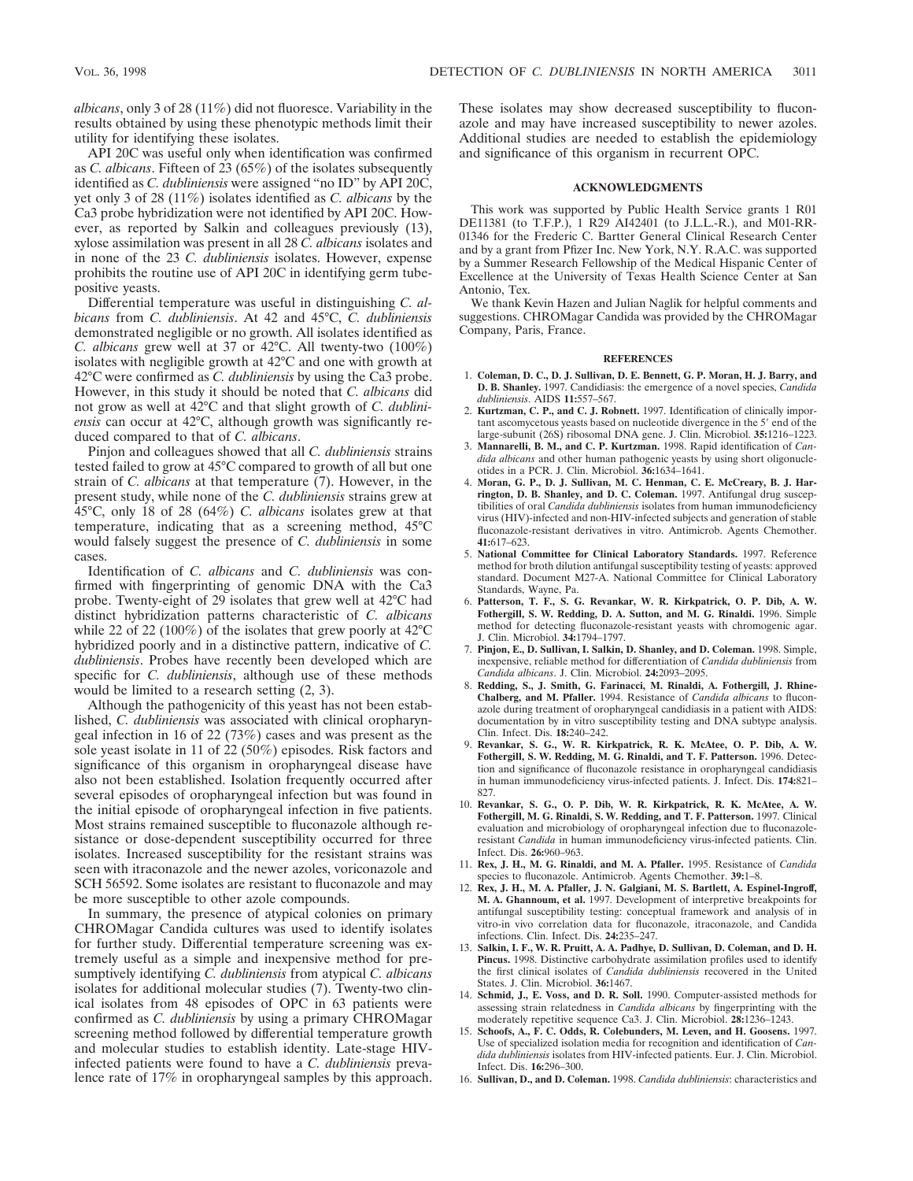*albicans*, only 3 of 28 (11%) did not fluoresce. Variability in the results obtained by using these phenotypic methods limit their utility for identifying these isolates.

API 20C was useful only when identification was confirmed as *C. albicans*. Fifteen of 23 (65%) of the isolates subsequently identified as *C. dubliniensis* were assigned "no ID" by API 20C, yet only 3 of 28 (11%) isolates identified as *C. albicans* by the Ca3 probe hybridization were not identified by API 20C. However, as reported by Salkin and colleagues previously (13), xylose assimilation was present in all 28 *C. albicans* isolates and in none of the 23 *C. dubliniensis* isolates. However, expense prohibits the routine use of API 20C in identifying germ tube-positive yeasts.

Differential temperature was useful in distinguishing *C. albicans* from *C. dubliniensis*. At 42 and 45°C, *C. dubliniensis* demonstrated negligible or no growth. All isolates identified as *C. albicans* grew well at 37 or 42°C. All twenty-two (100%) isolates with negligible growth at 42°C and one with growth at 42°C were confirmed as *C. dubliniensis* by using the Ca3 probe. However, in this study it should be noted that *C. albicans* did not grow as well at 42°C and that slight growth of *C. dubliniensis* can occur at 42°C, although growth was significantly reduced compared to that of *C. albicans*.

Pinjon and colleagues showed that all *C. dubliniensis* strains tested failed to grow at 45°C compared to growth of all but one strain of *C. albicans* at that temperature (7). However, in the present study, while none of the *C. dubliniensis* strains grew at 45°C, only 18 of 28 (64%) *C. albicans* isolates grew at that temperature, indicating that as a screening method, 45°C would falsely suggest the presence of *C. dubliniensis* in some cases.

Identification of *C. albicans* and *C. dubliniensis* was confirmed with fingerprinting of genomic DNA with the Ca3 probe. Twenty-eight of 29 isolates that grew well at 42°C had distinct hybridization patterns characteristic of *C. albicans* while 22 of 22 (100%) of the isolates that grew poorly at 42°C hybridized poorly and in a distinctive pattern, indicative of *C. dubliniensis*. Probes have recently been developed which are specific for *C. dubliniensis*, although use of these methods would be limited to a research setting (2, 3).

Although the pathogenicity of this yeast has not been established, *C. dubliniensis* was associated with clinical oropharyngeal infection in 16 of 22 (73%) cases and was present as the sole yeast isolate in 11 of 22 (50%) episodes. Risk factors and significance of this organism in oropharyngeal disease have also not been established. Isolation frequently occurred after several episodes of oropharyngeal infection but was found in the initial episode of oropharyngeal infection in five patients. Most strains remained susceptible to fluconazole although resistance or dose-dependent susceptibility occurred for three isolates. Increased susceptibility for the resistant strains was seen with itraconazole and the newer azoles, voriconazole and SCH 56592. Some isolates are resistant to fluconazole and may be more susceptible to other azole compounds.

In summary, the presence of atypical colonies on primary CHROMagar Candida cultures was used to identify isolates for further study. Differential temperature screening was extremely useful as a simple and inexpensive method for presumptively identifying *C. dubliniensis* from atypical *C. albicans* isolates for additional molecular studies (7). Twenty-two clinical isolates from 48 episodes of OPC in 63 patients were confirmed as *C. dubliniensis* by using a primary CHROMagar screening method followed by differential temperature growth and molecular studies to establish identity. Late-stage HIV-infected patients were found to have a *C. dubliniensis* prevalence rate of 17% in oropharyngeal samples by this approach. These isolates may show decreased susceptibility to fluconazole and may have increased susceptibility to newer azoles. Additional studies are needed to establish the epidemiology and significance of this organism in recurrent OPC.

## ACKNOWLEDGMENTS

This work was supported by Public Health Service grants 1 R01 DE11381 (to T.F.P.), 1 R29 AI42401 (to J.L.L.-R.), and M01-RR-01346 for the Frederic C. Bartter General Clinical Research Center and by a grant from Pfizer Inc. New York, N.Y. R.A.C. was supported by a Summer Research Fellowship of the Medical Hispanic Center of Excellence at the University of Texas Health Science Center at San Antonio, Tex.

We thank Kevin Hazen and Julian Naglik for helpful comments and suggestions. CHROMagar Candida was provided by the CHROMagar Company, Paris, France.

## REFERENCES

1. **Coleman, D. C., D. J. Sullivan, D. E. Bennett, G. P. Moran, H. J. Barry, and D. B. Shanley.** 1997. Candidiasis: the emergence of a novel species, *Candida dubliniensis*. AIDS **11:**557–567.
2. **Kurtzman, C. P., and C. J. Robnett.** 1997. Identification of clinically important ascomycetous yeasts based on nucleotide divergence in the 5′ end of the large-subunit (26S) ribosomal DNA gene. J. Clin. Microbiol. **35:**1216–1223.
3. **Mannarelli, B. M., and C. P. Kurtzman.** 1998. Rapid identification of *Candida albicans* and other human pathogenic yeasts by using short oligonucleotides in a PCR. J. Clin. Microbiol. **36:**1634–1641.
4. **Moran, G. P., D. J. Sullivan, M. C. Henman, C. E. McCreary, B. J. Harrington, D. B. Shanley, and D. C. Coleman.** 1997. Antifungal drug susceptibilities of oral *Candida dubliniensis* isolates from human immunodeficiency virus (HIV)-infected and non-HIV-infected subjects and generation of stable fluconazole-resistant derivatives in vitro. Antimicrob. Agents Chemother. **41:**617–623.
5. **National Committee for Clinical Laboratory Standards.** 1997. Reference method for broth dilution antifungal susceptibility testing of yeasts: approved standard. Document M27-A. National Committee for Clinical Laboratory Standards, Wayne, Pa.
6. **Patterson, T. F., S. G. Revankar, W. R. Kirkpatrick, O. P. Dib, A. W. Fothergill, S. W. Redding, D. A. Sutton, and M. G. Rinaldi.** 1996. Simple method for detecting fluconazole-resistant yeasts with chromogenic agar. J. Clin. Microbiol. **34:**1794–1797.
7. **Pinjon, E., D. Sullivan, I. Salkin, D. Shanley, and D. Coleman.** 1998. Simple, inexpensive, reliable method for differentiation of *Candida dubliniensis* from *Candida albicans*. J. Clin. Microbiol. **24:**2093–2095.
8. **Redding, S., J. Smith, G. Farinacci, M. Rinaldi, A. Fothergill, J. Rhine-Chalberg, and M. Pfaller.** 1994. Resistance of *Candida albicans* to fluconazole during treatment of oropharyngeal candidiasis in a patient with AIDS: documentation by in vitro susceptibility testing and DNA subtype analysis. Clin. Infect. Dis. **18:**240–242.
9. **Revankar, S. G., W. R. Kirkpatrick, R. K. McAtee, O. P. Dib, A. W. Fothergill, S. W. Redding, M. G. Rinaldi, and T. F. Patterson.** 1996. Detection and significance of fluconazole resistance in oropharyngeal candidiasis in human immunodeficiency virus-infected patients. J. Infect. Dis. **174:**821–827.
10. **Revankar, S. G., O. P. Dib, W. R. Kirkpatrick, R. K. McAtee, A. W. Fothergill, M. G. Rinaldi, S. W. Redding, and T. F. Patterson.** 1997. Clinical evaluation and microbiology of oropharyngeal infection due to fluconazole-resistant *Candida* in human immunodeficiency virus-infected patients. Clin. Infect. Dis. **26:**960–963.
11. **Rex, J. H., M. G. Rinaldi, and M. A. Pfaller.** 1995. Resistance of *Candida* species to fluconazole. Antimicrob. Agents Chemother. **39:**1–8.
12. **Rex, J. H., M. A. Pfaller, J. N. Galgiani, M. S. Bartlett, A. Espinel-Ingroff, M. A. Ghannoum, et al.** 1997. Development of interpretive breakpoints for antifungal susceptibility testing: conceptual framework and analysis of in vitro-in vivo correlation data for fluconazole, itraconazole, and Candida infections. Clin. Infect. Dis. **24:**235–247.
13. **Salkin, I. F., W. R. Pruitt, A. A. Padhye, D. Sullivan, D. Coleman, and D. H. Pincus.** 1998. Distinctive carbohydrate assimilation profiles used to identify the first clinical isolates of *Candida dubliniensis* recovered in the United States. J. Clin. Microbiol. **36:**1467.
14. **Schmid, J., E. Voss, and D. R. Soll.** 1990. Computer-assisted methods for assessing strain relatedness in *Candida albicans* by fingerprinting with the moderately repetitive sequence Ca3. J. Clin. Microbiol. **28:**1236–1243.
15. **Schoofs, A., F. C. Odds, R. Colebunders, M. Leven, and H. Goosens.** 1997. Use of specialized isolation media for recognition and identification of *Candida dubliniensis* isolates from HIV-infected patients. Eur. J. Clin. Microbiol. Infect. Dis. **16:**296–300.
16. **Sullivan, D., and D. Coleman.** 1998. *Candida dubliniensis*: characteristics and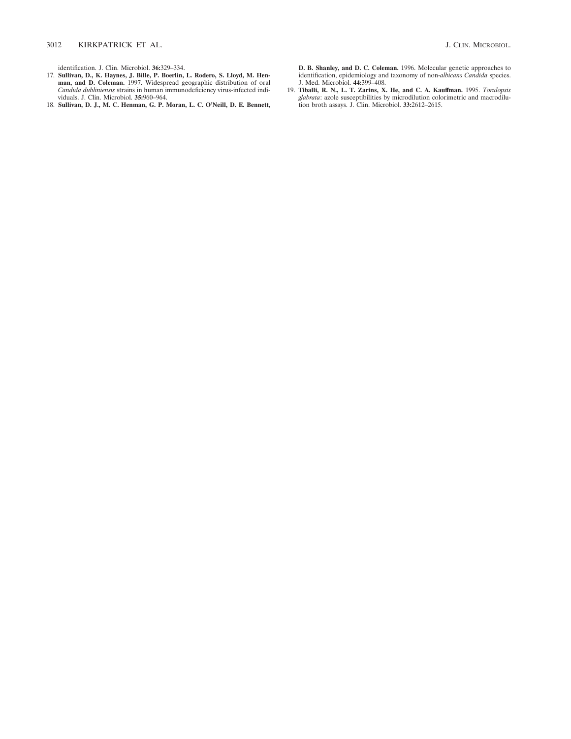identification. J. Clin. Microbiol. **36:**329–334.

17. **Sullivan, D., K. Haynes, J. Bille, P. Boerlin, L. Rodero, S. Lloyd, M. Henman, and D. Coleman.** 1997. Widespread geographic distribution of oral *Candida dubliniensis* strains in human immunodeficiency virus-infected individuals. J. Clin. Microbiol. **35:**960–964.
18. **Sullivan, D. J., M. C. Henman, G. P. Moran, L. C. O'Neill, D. E. Bennett, D. B. Shanley, and D. C. Coleman.** 1996. Molecular genetic approaches to identification, epidemiology and taxonomy of non-*albicans Candida* species. J. Med. Microbiol. **44:**399–408.
19. **Tiballi, R. N., L. T. Zarins, X. He, and C. A. Kauffman.** 1995. *Torulopsis glabrata*: azole susceptibilities by microdilution colorimetric and macrodilution broth assays. J. Clin. Microbiol. **33:**2612–2615.